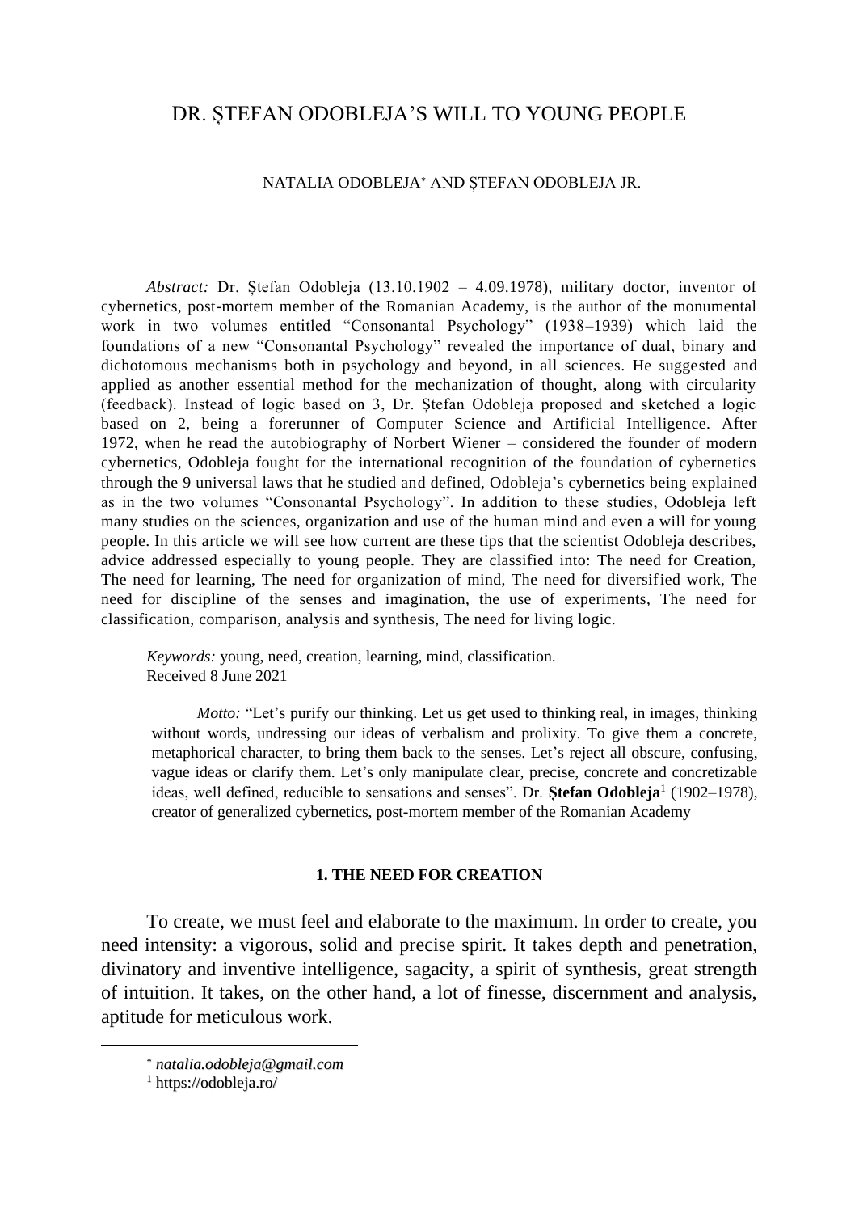# DR. ȘTEFAN ODOBLEJA'S WILL TO YOUNG PEOPLE

NATALIA ODOBLEJA* AND ȘTEFAN ODOBLEJA JR.

*Abstract:* Dr. Ștefan Odobleja (13.10.1902 – 4.09.1978), military doctor, inventor of cybernetics, post-mortem member of the Romanian Academy, is the author of the monumental work in two volumes entitled "Consonantal Psychology" (1938–1939) which laid the foundations of a new "Consonantal Psychology" revealed the importance of dual, binary and dichotomous mechanisms both in psychology and beyond, in all sciences. He suggested and applied as another essential method for the mechanization of thought, along with circularity (feedback). Instead of logic based on 3, Dr. Ștefan Odobleja proposed and sketched a logic based on 2, being a forerunner of Computer Science and Artificial Intelligence. After 1972, when he read the autobiography of Norbert Wiener – considered the founder of modern cybernetics, Odobleja fought for the international recognition of the foundation of cybernetics through the 9 universal laws that he studied and defined, Odobleja's cybernetics being explained as in the two volumes "Consonantal Psychology". In addition to these studies, Odobleja left many studies on the sciences, organization and use of the human mind and even a will for young people. In this article we will see how current are these tips that the scientist Odobleja describes, advice addressed especially to young people. They are classified into: The need for Creation, The need for learning, The need for organization of mind, The need for diversified work, The need for discipline of the senses and imagination, the use of experiments, The need for classification, comparison, analysis and synthesis, The need for living logic.

*Keywords:* young, need, creation, learning, mind, classification.
Received 8 June 2021

> *Motto:* "Let's purify our thinking. Let us get used to thinking real, in images, thinking without words, undressing our ideas of verbalism and prolixity. To give them a concrete, metaphorical character, to bring them back to the senses. Let's reject all obscure, confusing, vague ideas or clarify them. Let's only manipulate clear, precise, concrete and concretizable ideas, well defined, reducible to sensations and senses". Dr. **Ștefan Odobleja**[1] (1902–1978), creator of generalized cybernetics, post-mortem member of the Romanian Academy

## 1. THE NEED FOR CREATION

To create, we must feel and elaborate to the maximum. In order to create, you need intensity: a vigorous, solid and precise spirit. It takes depth and penetration, divinatory and inventive intelligence, sagacity, a spirit of synthesis, great strength of intuition. It takes, on the other hand, a lot of finesse, discernment and analysis, aptitude for meticulous work.

---

* *natalia.odobleja@gmail.com*

[1] https://odobleja.ro/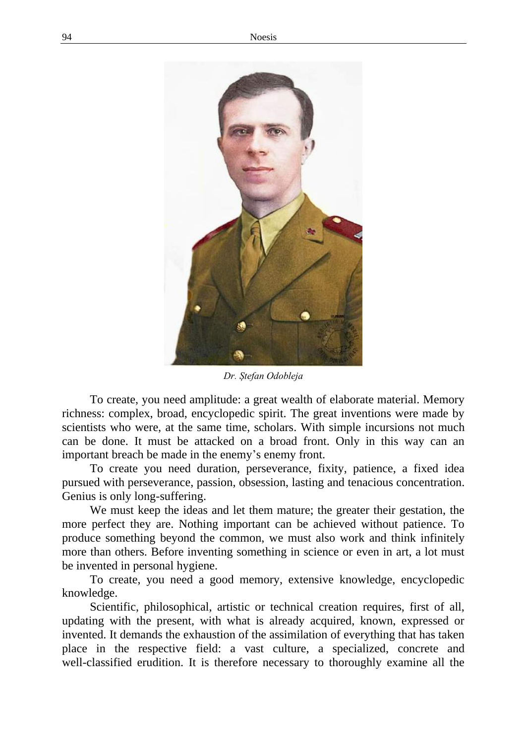*Dr. Ștefan Odobleja*

To create, you need amplitude: a great wealth of elaborate material. Memory richness: complex, broad, encyclopedic spirit. The great inventions were made by scientists who were, at the same time, scholars. With simple incursions not much can be done. It must be attacked on a broad front. Only in this way can an important breach be made in the enemy's enemy front.

To create you need duration, perseverance, fixity, patience, a fixed idea pursued with perseverance, passion, obsession, lasting and tenacious concentration. Genius is only long-suffering.

We must keep the ideas and let them mature; the greater their gestation, the more perfect they are. Nothing important can be achieved without patience. To produce something beyond the common, we must also work and think infinitely more than others. Before inventing something in science or even in art, a lot must be invented in personal hygiene.

To create, you need a good memory, extensive knowledge, encyclopedic knowledge.

Scientific, philosophical, artistic or technical creation requires, first of all, updating with the present, with what is already acquired, known, expressed or invented. It demands the exhaustion of the assimilation of everything that has taken place in the respective field: a vast culture, a specialized, concrete and well-classified erudition. It is therefore necessary to thoroughly examine all the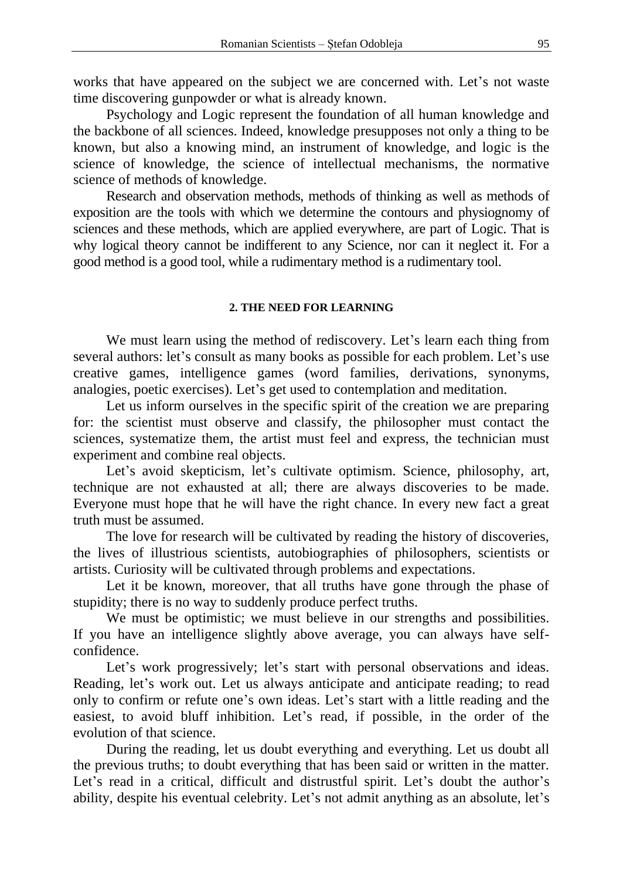works that have appeared on the subject we are concerned with. Let's not waste time discovering gunpowder or what is already known.

Psychology and Logic represent the foundation of all human knowledge and the backbone of all sciences. Indeed, knowledge presupposes not only a thing to be known, but also a knowing mind, an instrument of knowledge, and logic is the science of knowledge, the science of intellectual mechanisms, the normative science of methods of knowledge.

Research and observation methods, methods of thinking as well as methods of exposition are the tools with which we determine the contours and physiognomy of sciences and these methods, which are applied everywhere, are part of Logic. That is why logical theory cannot be indifferent to any Science, nor can it neglect it. For a good method is a good tool, while a rudimentary method is a rudimentary tool.

## 2. THE NEED FOR LEARNING

We must learn using the method of rediscovery. Let's learn each thing from several authors: let's consult as many books as possible for each problem. Let's use creative games, intelligence games (word families, derivations, synonyms, analogies, poetic exercises). Let's get used to contemplation and meditation.

Let us inform ourselves in the specific spirit of the creation we are preparing for: the scientist must observe and classify, the philosopher must contact the sciences, systematize them, the artist must feel and express, the technician must experiment and combine real objects.

Let's avoid skepticism, let's cultivate optimism. Science, philosophy, art, technique are not exhausted at all; there are always discoveries to be made. Everyone must hope that he will have the right chance. In every new fact a great truth must be assumed.

The love for research will be cultivated by reading the history of discoveries, the lives of illustrious scientists, autobiographies of philosophers, scientists or artists. Curiosity will be cultivated through problems and expectations.

Let it be known, moreover, that all truths have gone through the phase of stupidity; there is no way to suddenly produce perfect truths.

We must be optimistic; we must believe in our strengths and possibilities. If you have an intelligence slightly above average, you can always have self-confidence.

Let's work progressively; let's start with personal observations and ideas. Reading, let's work out. Let us always anticipate and anticipate reading; to read only to confirm or refute one's own ideas. Let's start with a little reading and the easiest, to avoid bluff inhibition. Let's read, if possible, in the order of the evolution of that science.

During the reading, let us doubt everything and everything. Let us doubt all the previous truths; to doubt everything that has been said or written in the matter. Let's read in a critical, difficult and distrustful spirit. Let's doubt the author's ability, despite his eventual celebrity. Let's not admit anything as an absolute, let's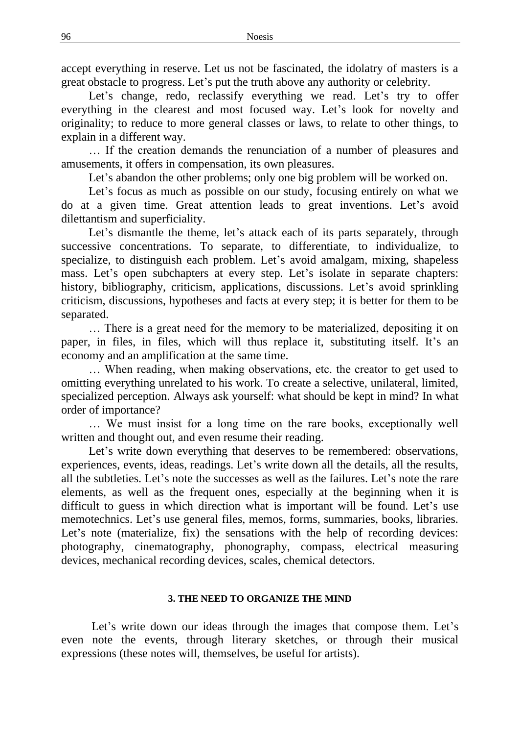accept everything in reserve. Let us not be fascinated, the idolatry of masters is a great obstacle to progress. Let's put the truth above any authority or celebrity.

Let's change, redo, reclassify everything we read. Let's try to offer everything in the clearest and most focused way. Let's look for novelty and originality; to reduce to more general classes or laws, to relate to other things, to explain in a different way.

… If the creation demands the renunciation of a number of pleasures and amusements, it offers in compensation, its own pleasures.

Let's abandon the other problems; only one big problem will be worked on.

Let's focus as much as possible on our study, focusing entirely on what we do at a given time. Great attention leads to great inventions. Let's avoid dilettantism and superficiality.

Let's dismantle the theme, let's attack each of its parts separately, through successive concentrations. To separate, to differentiate, to individualize, to specialize, to distinguish each problem. Let's avoid amalgam, mixing, shapeless mass. Let's open subchapters at every step. Let's isolate in separate chapters: history, bibliography, criticism, applications, discussions. Let's avoid sprinkling criticism, discussions, hypotheses and facts at every step; it is better for them to be separated.

… There is a great need for the memory to be materialized, depositing it on paper, in files, in files, which will thus replace it, substituting itself. It's an economy and an amplification at the same time.

… When reading, when making observations, etc. the creator to get used to omitting everything unrelated to his work. To create a selective, unilateral, limited, specialized perception. Always ask yourself: what should be kept in mind? In what order of importance?

… We must insist for a long time on the rare books, exceptionally well written and thought out, and even resume their reading.

Let's write down everything that deserves to be remembered: observations, experiences, events, ideas, readings. Let's write down all the details, all the results, all the subtleties. Let's note the successes as well as the failures. Let's note the rare elements, as well as the frequent ones, especially at the beginning when it is difficult to guess in which direction what is important will be found. Let's use memotechnics. Let's use general files, memos, forms, summaries, books, libraries. Let's note (materialize, fix) the sensations with the help of recording devices: photography, cinematography, phonography, compass, electrical measuring devices, mechanical recording devices, scales, chemical detectors.

## 3. THE NEED TO ORGANIZE THE MIND

Let's write down our ideas through the images that compose them. Let's even note the events, through literary sketches, or through their musical expressions (these notes will, themselves, be useful for artists).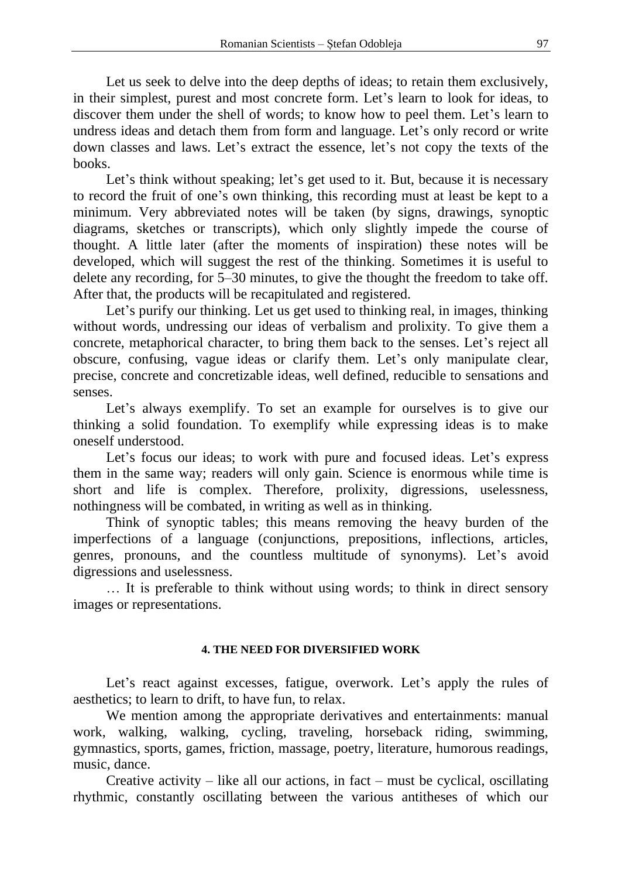Let us seek to delve into the deep depths of ideas; to retain them exclusively, in their simplest, purest and most concrete form. Let's learn to look for ideas, to discover them under the shell of words; to know how to peel them. Let's learn to undress ideas and detach them from form and language. Let's only record or write down classes and laws. Let's extract the essence, let's not copy the texts of the books.

Let's think without speaking; let's get used to it. But, because it is necessary to record the fruit of one's own thinking, this recording must at least be kept to a minimum. Very abbreviated notes will be taken (by signs, drawings, synoptic diagrams, sketches or transcripts), which only slightly impede the course of thought. A little later (after the moments of inspiration) these notes will be developed, which will suggest the rest of the thinking. Sometimes it is useful to delete any recording, for 5–30 minutes, to give the thought the freedom to take off. After that, the products will be recapitulated and registered.

Let's purify our thinking. Let us get used to thinking real, in images, thinking without words, undressing our ideas of verbalism and prolixity. To give them a concrete, metaphorical character, to bring them back to the senses. Let's reject all obscure, confusing, vague ideas or clarify them. Let's only manipulate clear, precise, concrete and concretizable ideas, well defined, reducible to sensations and senses.

Let's always exemplify. To set an example for ourselves is to give our thinking a solid foundation. To exemplify while expressing ideas is to make oneself understood.

Let's focus our ideas; to work with pure and focused ideas. Let's express them in the same way; readers will only gain. Science is enormous while time is short and life is complex. Therefore, prolixity, digressions, uselessness, nothingness will be combated, in writing as well as in thinking.

Think of synoptic tables; this means removing the heavy burden of the imperfections of a language (conjunctions, prepositions, inflections, articles, genres, pronouns, and the countless multitude of synonyms). Let's avoid digressions and uselessness.

… It is preferable to think without using words; to think in direct sensory images or representations.

#### 4. THE NEED FOR DIVERSIFIED WORK

Let's react against excesses, fatigue, overwork. Let's apply the rules of aesthetics; to learn to drift, to have fun, to relax.

We mention among the appropriate derivatives and entertainments: manual work, walking, walking, cycling, traveling, horseback riding, swimming, gymnastics, sports, games, friction, massage, poetry, literature, humorous readings, music, dance.

Creative activity – like all our actions, in fact – must be cyclical, oscillating rhythmic, constantly oscillating between the various antitheses of which our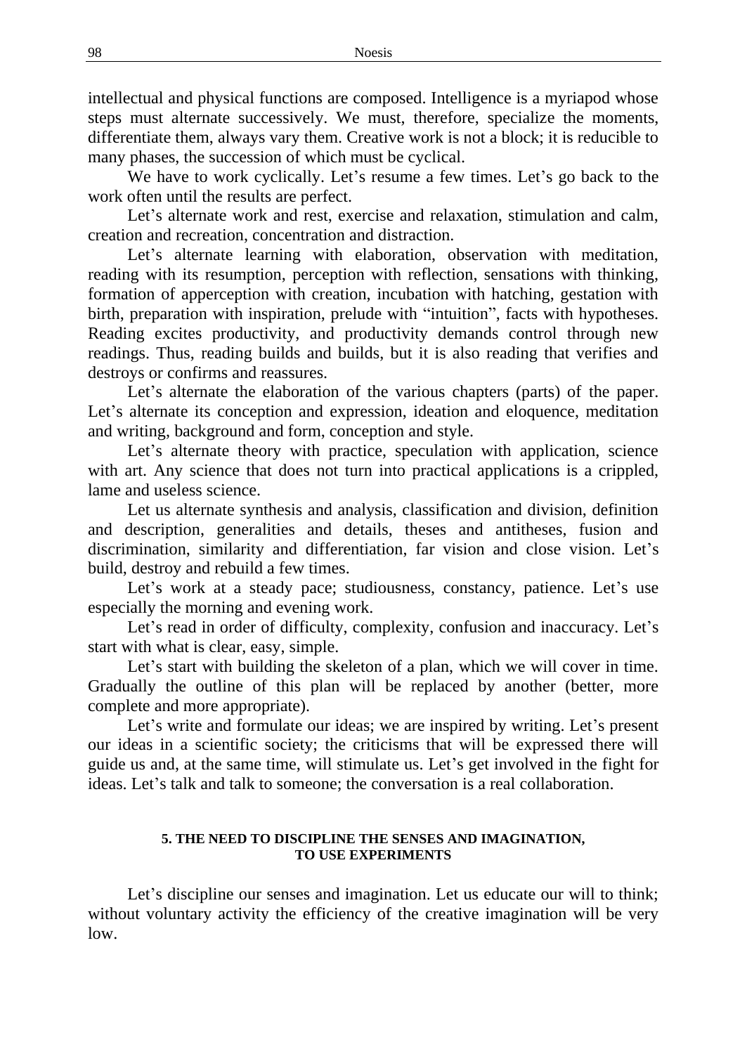intellectual and physical functions are composed. Intelligence is a myriapod whose steps must alternate successively. We must, therefore, specialize the moments, differentiate them, always vary them. Creative work is not a block; it is reducible to many phases, the succession of which must be cyclical.

We have to work cyclically. Let's resume a few times. Let's go back to the work often until the results are perfect.

Let's alternate work and rest, exercise and relaxation, stimulation and calm, creation and recreation, concentration and distraction.

Let's alternate learning with elaboration, observation with meditation, reading with its resumption, perception with reflection, sensations with thinking, formation of apperception with creation, incubation with hatching, gestation with birth, preparation with inspiration, prelude with "intuition", facts with hypotheses. Reading excites productivity, and productivity demands control through new readings. Thus, reading builds and builds, but it is also reading that verifies and destroys or confirms and reassures.

Let's alternate the elaboration of the various chapters (parts) of the paper. Let's alternate its conception and expression, ideation and eloquence, meditation and writing, background and form, conception and style.

Let's alternate theory with practice, speculation with application, science with art. Any science that does not turn into practical applications is a crippled, lame and useless science.

Let us alternate synthesis and analysis, classification and division, definition and description, generalities and details, theses and antitheses, fusion and discrimination, similarity and differentiation, far vision and close vision. Let's build, destroy and rebuild a few times.

Let's work at a steady pace; studiousness, constancy, patience. Let's use especially the morning and evening work.

Let's read in order of difficulty, complexity, confusion and inaccuracy. Let's start with what is clear, easy, simple.

Let's start with building the skeleton of a plan, which we will cover in time. Gradually the outline of this plan will be replaced by another (better, more complete and more appropriate).

Let's write and formulate our ideas; we are inspired by writing. Let's present our ideas in a scientific society; the criticisms that will be expressed there will guide us and, at the same time, will stimulate us. Let's get involved in the fight for ideas. Let's talk and talk to someone; the conversation is a real collaboration.

### 5. THE NEED TO DISCIPLINE THE SENSES AND IMAGINATION, TO USE EXPERIMENTS

Let's discipline our senses and imagination. Let us educate our will to think; without voluntary activity the efficiency of the creative imagination will be very low.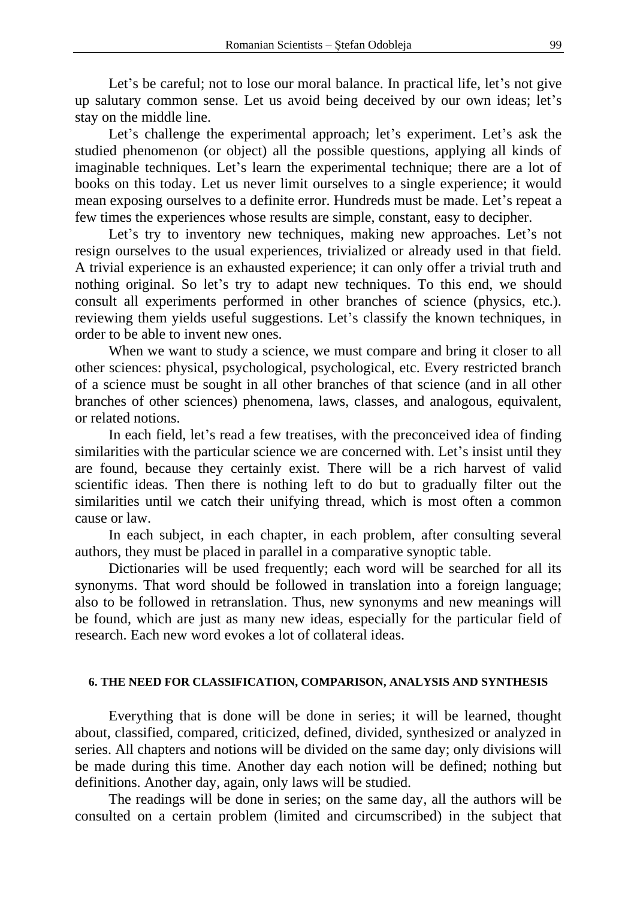Let’s be careful; not to lose our moral balance. In practical life, let’s not give up salutary common sense. Let us avoid being deceived by our own ideas; let’s stay on the middle line.

Let’s challenge the experimental approach; let’s experiment. Let’s ask the studied phenomenon (or object) all the possible questions, applying all kinds of imaginable techniques. Let’s learn the experimental technique; there are a lot of books on this today. Let us never limit ourselves to a single experience; it would mean exposing ourselves to a definite error. Hundreds must be made. Let’s repeat a few times the experiences whose results are simple, constant, easy to decipher.

Let’s try to inventory new techniques, making new approaches. Let’s not resign ourselves to the usual experiences, trivialized or already used in that field. A trivial experience is an exhausted experience; it can only offer a trivial truth and nothing original. So let’s try to adapt new techniques. To this end, we should consult all experiments performed in other branches of science (physics, etc.). reviewing them yields useful suggestions. Let’s classify the known techniques, in order to be able to invent new ones.

When we want to study a science, we must compare and bring it closer to all other sciences: physical, psychological, psychological, etc. Every restricted branch of a science must be sought in all other branches of that science (and in all other branches of other sciences) phenomena, laws, classes, and analogous, equivalent, or related notions.

In each field, let’s read a few treatises, with the preconceived idea of finding similarities with the particular science we are concerned with. Let’s insist until they are found, because they certainly exist. There will be a rich harvest of valid scientific ideas. Then there is nothing left to do but to gradually filter out the similarities until we catch their unifying thread, which is most often a common cause or law.

In each subject, in each chapter, in each problem, after consulting several authors, they must be placed in parallel in a comparative synoptic table.

Dictionaries will be used frequently; each word will be searched for all its synonyms. That word should be followed in translation into a foreign language; also to be followed in retranslation. Thus, new synonyms and new meanings will be found, which are just as many new ideas, especially for the particular field of research. Each new word evokes a lot of collateral ideas.

## 6. THE NEED FOR CLASSIFICATION, COMPARISON, ANALYSIS AND SYNTHESIS

Everything that is done will be done in series; it will be learned, thought about, classified, compared, criticized, defined, divided, synthesized or analyzed in series. All chapters and notions will be divided on the same day; only divisions will be made during this time. Another day each notion will be defined; nothing but definitions. Another day, again, only laws will be studied.

The readings will be done in series; on the same day, all the authors will be consulted on a certain problem (limited and circumscribed) in the subject that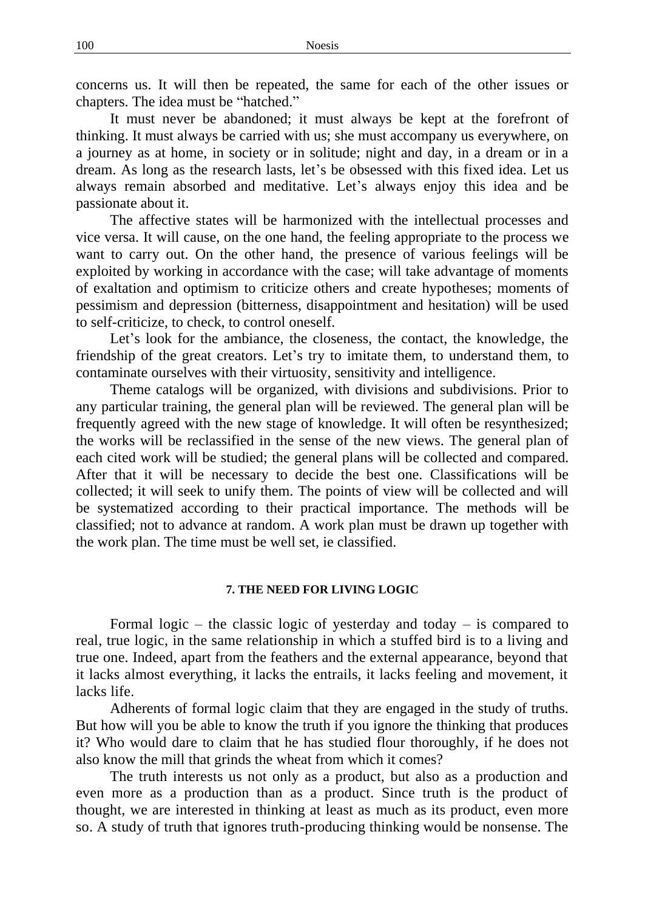concerns us. It will then be repeated, the same for each of the other issues or chapters. The idea must be "hatched."

It must never be abandoned; it must always be kept at the forefront of thinking. It must always be carried with us; she must accompany us everywhere, on a journey as at home, in society or in solitude; night and day, in a dream or in a dream. As long as the research lasts, let's be obsessed with this fixed idea. Let us always remain absorbed and meditative. Let's always enjoy this idea and be passionate about it.

The affective states will be harmonized with the intellectual processes and vice versa. It will cause, on the one hand, the feeling appropriate to the process we want to carry out. On the other hand, the presence of various feelings will be exploited by working in accordance with the case; will take advantage of moments of exaltation and optimism to criticize others and create hypotheses; moments of pessimism and depression (bitterness, disappointment and hesitation) will be used to self-criticize, to check, to control oneself.

Let's look for the ambiance, the closeness, the contact, the knowledge, the friendship of the great creators. Let's try to imitate them, to understand them, to contaminate ourselves with their virtuosity, sensitivity and intelligence.

Theme catalogs will be organized, with divisions and subdivisions. Prior to any particular training, the general plan will be reviewed. The general plan will be frequently agreed with the new stage of knowledge. It will often be resynthesized; the works will be reclassified in the sense of the new views. The general plan of each cited work will be studied; the general plans will be collected and compared. After that it will be necessary to decide the best one. Classifications will be collected; it will seek to unify them. The points of view will be collected and will be systematized according to their practical importance. The methods will be classified; not to advance at random. A work plan must be drawn up together with the work plan. The time must be well set, ie classified.

#### 7. THE NEED FOR LIVING LOGIC

Formal logic – the classic logic of yesterday and today – is compared to real, true logic, in the same relationship in which a stuffed bird is to a living and true one. Indeed, apart from the feathers and the external appearance, beyond that it lacks almost everything, it lacks the entrails, it lacks feeling and movement, it lacks life.

Adherents of formal logic claim that they are engaged in the study of truths. But how will you be able to know the truth if you ignore the thinking that produces it? Who would dare to claim that he has studied flour thoroughly, if he does not also know the mill that grinds the wheat from which it comes?

The truth interests us not only as a product, but also as a production and even more as a production than as a product. Since truth is the product of thought, we are interested in thinking at least as much as its product, even more so. A study of truth that ignores truth-producing thinking would be nonsense. The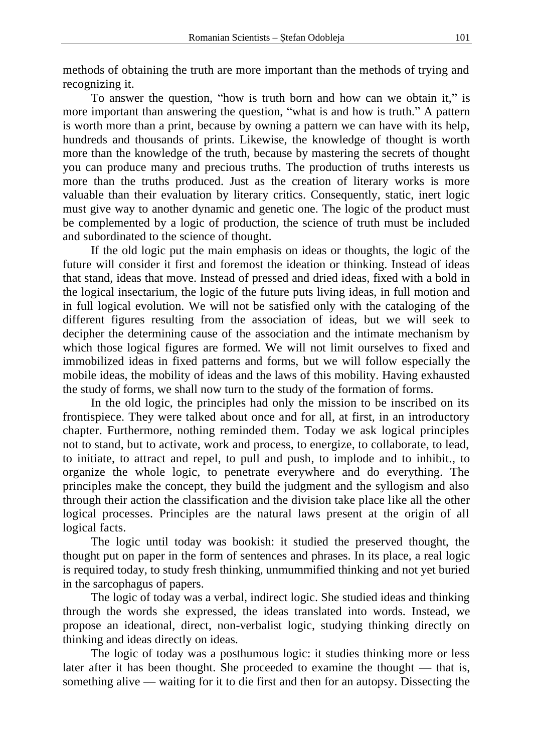methods of obtaining the truth are more important than the methods of trying and recognizing it.

To answer the question, "how is truth born and how can we obtain it," is more important than answering the question, "what is and how is truth." A pattern is worth more than a print, because by owning a pattern we can have with its help, hundreds and thousands of prints. Likewise, the knowledge of thought is worth more than the knowledge of the truth, because by mastering the secrets of thought you can produce many and precious truths. The production of truths interests us more than the truths produced. Just as the creation of literary works is more valuable than their evaluation by literary critics. Consequently, static, inert logic must give way to another dynamic and genetic one. The logic of the product must be complemented by a logic of production, the science of truth must be included and subordinated to the science of thought.

If the old logic put the main emphasis on ideas or thoughts, the logic of the future will consider it first and foremost the ideation or thinking. Instead of ideas that stand, ideas that move. Instead of pressed and dried ideas, fixed with a bold in the logical insectarium, the logic of the future puts living ideas, in full motion and in full logical evolution. We will not be satisfied only with the cataloging of the different figures resulting from the association of ideas, but we will seek to decipher the determining cause of the association and the intimate mechanism by which those logical figures are formed. We will not limit ourselves to fixed and immobilized ideas in fixed patterns and forms, but we will follow especially the mobile ideas, the mobility of ideas and the laws of this mobility. Having exhausted the study of forms, we shall now turn to the study of the formation of forms.

In the old logic, the principles had only the mission to be inscribed on its frontispiece. They were talked about once and for all, at first, in an introductory chapter. Furthermore, nothing reminded them. Today we ask logical principles not to stand, but to activate, work and process, to energize, to collaborate, to lead, to initiate, to attract and repel, to pull and push, to implode and to inhibit., to organize the whole logic, to penetrate everywhere and do everything. The principles make the concept, they build the judgment and the syllogism and also through their action the classification and the division take place like all the other logical processes. Principles are the natural laws present at the origin of all logical facts.

The logic until today was bookish: it studied the preserved thought, the thought put on paper in the form of sentences and phrases. In its place, a real logic is required today, to study fresh thinking, unmummified thinking and not yet buried in the sarcophagus of papers.

The logic of today was a verbal, indirect logic. She studied ideas and thinking through the words she expressed, the ideas translated into words. Instead, we propose an ideational, direct, non-verbalist logic, studying thinking directly on thinking and ideas directly on ideas.

The logic of today was a posthumous logic: it studies thinking more or less later after it has been thought. She proceeded to examine the thought — that is, something alive — waiting for it to die first and then for an autopsy. Dissecting the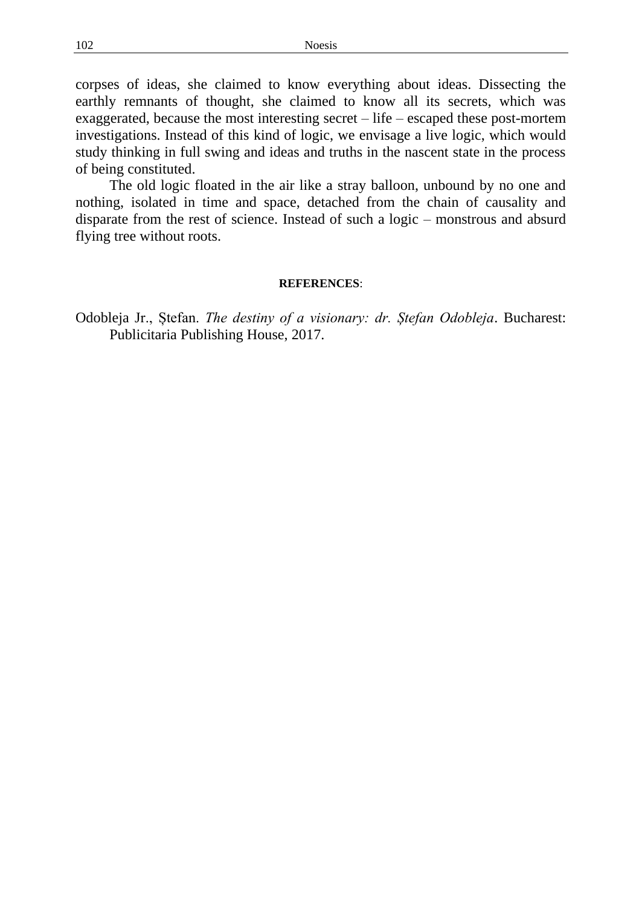corpses of ideas, she claimed to know everything about ideas. Dissecting the earthly remnants of thought, she claimed to know all its secrets, which was exaggerated, because the most interesting secret – life – escaped these post-mortem investigations. Instead of this kind of logic, we envisage a live logic, which would study thinking in full swing and ideas and truths in the nascent state in the process of being constituted.

The old logic floated in the air like a stray balloon, unbound by no one and nothing, isolated in time and space, detached from the chain of causality and disparate from the rest of science. Instead of such a logic – monstrous and absurd flying tree without roots.

**REFERENCES**:

Odobleja Jr., Ștefan. *The destiny of a visionary: dr. Ștefan Odobleja*. Bucharest: Publicitaria Publishing House, 2017.